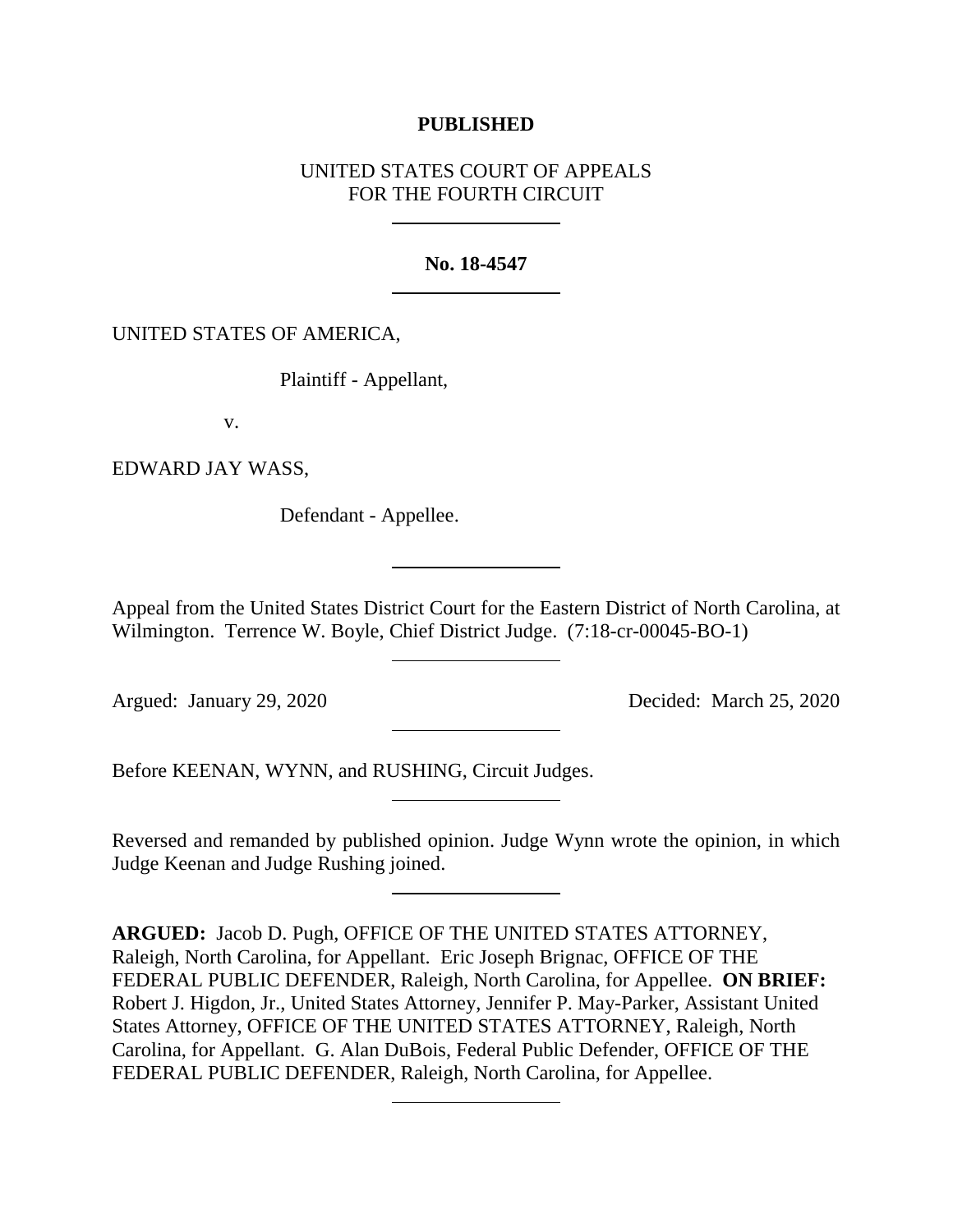**PUBLISHED**

UNITED STATES COURT OF APPEALS
FOR THE FOURTH CIRCUIT

---

**No. 18-4547**

---

UNITED STATES OF AMERICA,

Plaintiff - Appellant,

v.

EDWARD JAY WASS,

Defendant - Appellee.

---

Appeal from the United States District Court for the Eastern District of North Carolina, at Wilmington. Terrence W. Boyle, Chief District Judge. (7:18-cr-00045-BO-1)

---

Argued: January 29, 2020 Decided: March 25, 2020

---

Before KEENAN, WYNN, and RUSHING, Circuit Judges.

---

Reversed and remanded by published opinion. Judge Wynn wrote the opinion, in which Judge Keenan and Judge Rushing joined.

---

**ARGUED:** Jacob D. Pugh, OFFICE OF THE UNITED STATES ATTORNEY, Raleigh, North Carolina, for Appellant. Eric Joseph Brignac, OFFICE OF THE FEDERAL PUBLIC DEFENDER, Raleigh, North Carolina, for Appellee. **ON BRIEF:** Robert J. Higdon, Jr., United States Attorney, Jennifer P. May-Parker, Assistant United States Attorney, OFFICE OF THE UNITED STATES ATTORNEY, Raleigh, North Carolina, for Appellant. G. Alan DuBois, Federal Public Defender, OFFICE OF THE FEDERAL PUBLIC DEFENDER, Raleigh, North Carolina, for Appellee.

---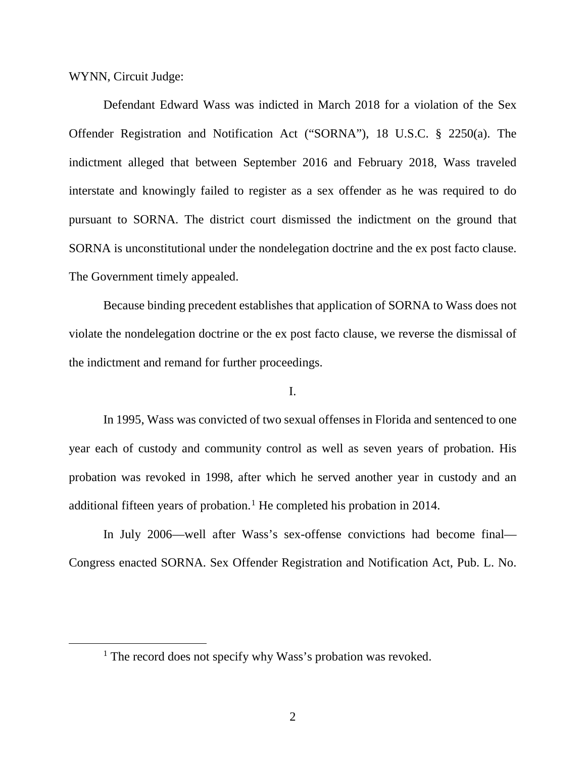WYNN, Circuit Judge:

Defendant Edward Wass was indicted in March 2018 for a violation of the Sex Offender Registration and Notification Act ("SORNA"), 18 U.S.C. § 2250(a). The indictment alleged that between September 2016 and February 2018, Wass traveled interstate and knowingly failed to register as a sex offender as he was required to do pursuant to SORNA. The district court dismissed the indictment on the ground that SORNA is unconstitutional under the nondelegation doctrine and the ex post facto clause. The Government timely appealed.

Because binding precedent establishes that application of SORNA to Wass does not violate the nondelegation doctrine or the ex post facto clause, we reverse the dismissal of the indictment and remand for further proceedings.

## I.

In 1995, Wass was convicted of two sexual offenses in Florida and sentenced to one year each of custody and community control as well as seven years of probation. His probation was revoked in 1998, after which he served another year in custody and an additional fifteen years of probation.[1] He completed his probation in 2014.

In July 2006—well after Wass's sex-offense convictions had become final—Congress enacted SORNA. Sex Offender Registration and Notification Act, Pub. L. No.

[1] The record does not specify why Wass's probation was revoked.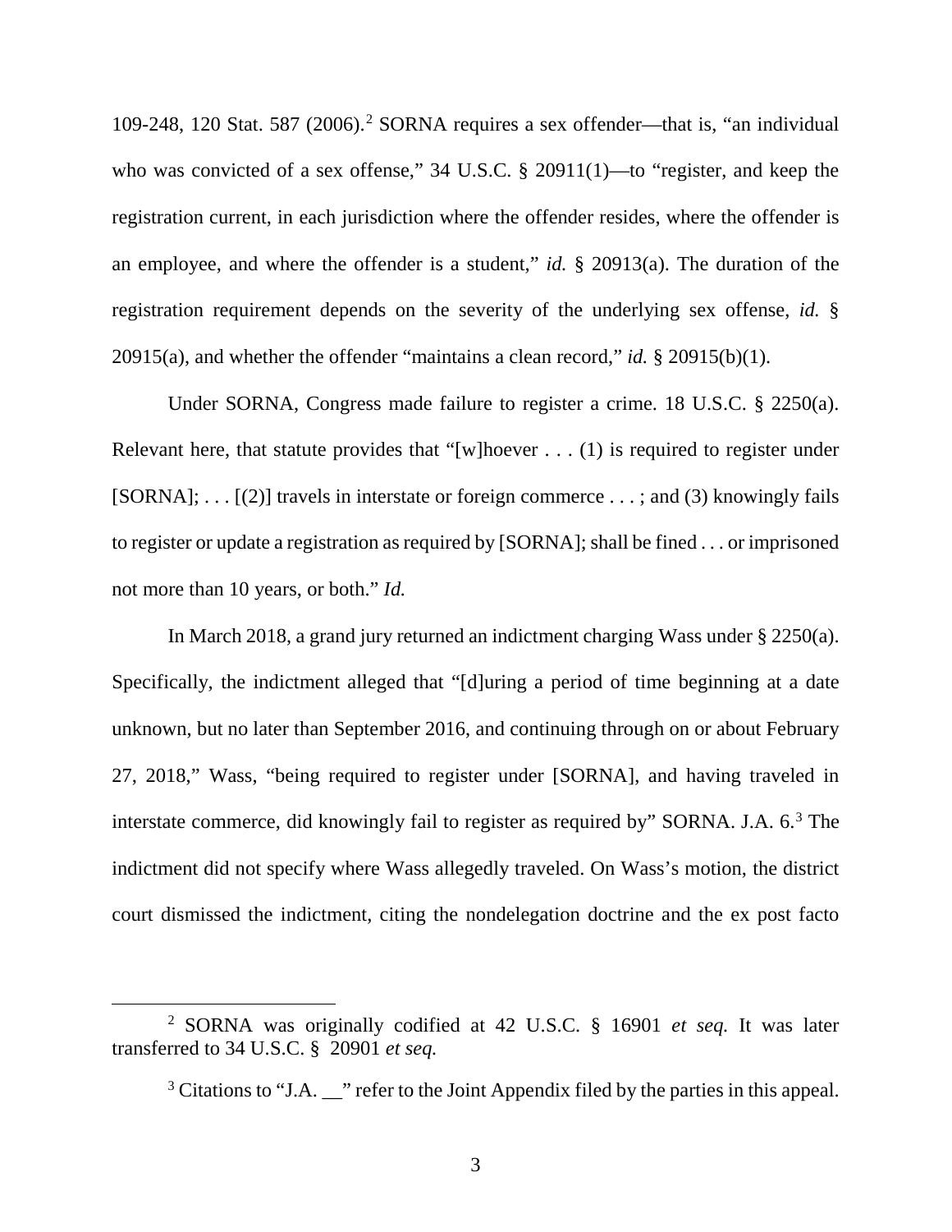109-248, 120 Stat. 587 (2006).[2] SORNA requires a sex offender—that is, "an individual who was convicted of a sex offense," 34 U.S.C. § 20911(1)—to "register, and keep the registration current, in each jurisdiction where the offender resides, where the offender is an employee, and where the offender is a student," *id.* § 20913(a). The duration of the registration requirement depends on the severity of the underlying sex offense, *id.* § 20915(a), and whether the offender "maintains a clean record," *id.* § 20915(b)(1).

Under SORNA, Congress made failure to register a crime. 18 U.S.C. § 2250(a). Relevant here, that statute provides that "[w]hoever . . . (1) is required to register under [SORNA]; . . . [(2)] travels in interstate or foreign commerce . . . ; and (3) knowingly fails to register or update a registration as required by [SORNA]; shall be fined . . . or imprisoned not more than 10 years, or both." *Id.*

In March 2018, a grand jury returned an indictment charging Wass under § 2250(a). Specifically, the indictment alleged that "[d]uring a period of time beginning at a date unknown, but no later than September 2016, and continuing through on or about February 27, 2018," Wass, "being required to register under [SORNA], and having traveled in interstate commerce, did knowingly fail to register as required by" SORNA. J.A. 6.[3] The indictment did not specify where Wass allegedly traveled. On Wass's motion, the district court dismissed the indictment, citing the nondelegation doctrine and the ex post facto

[2] SORNA was originally codified at 42 U.S.C. § 16901 *et seq.* It was later transferred to 34 U.S.C. § 20901 *et seq.*

[3] Citations to "J.A. __" refer to the Joint Appendix filed by the parties in this appeal.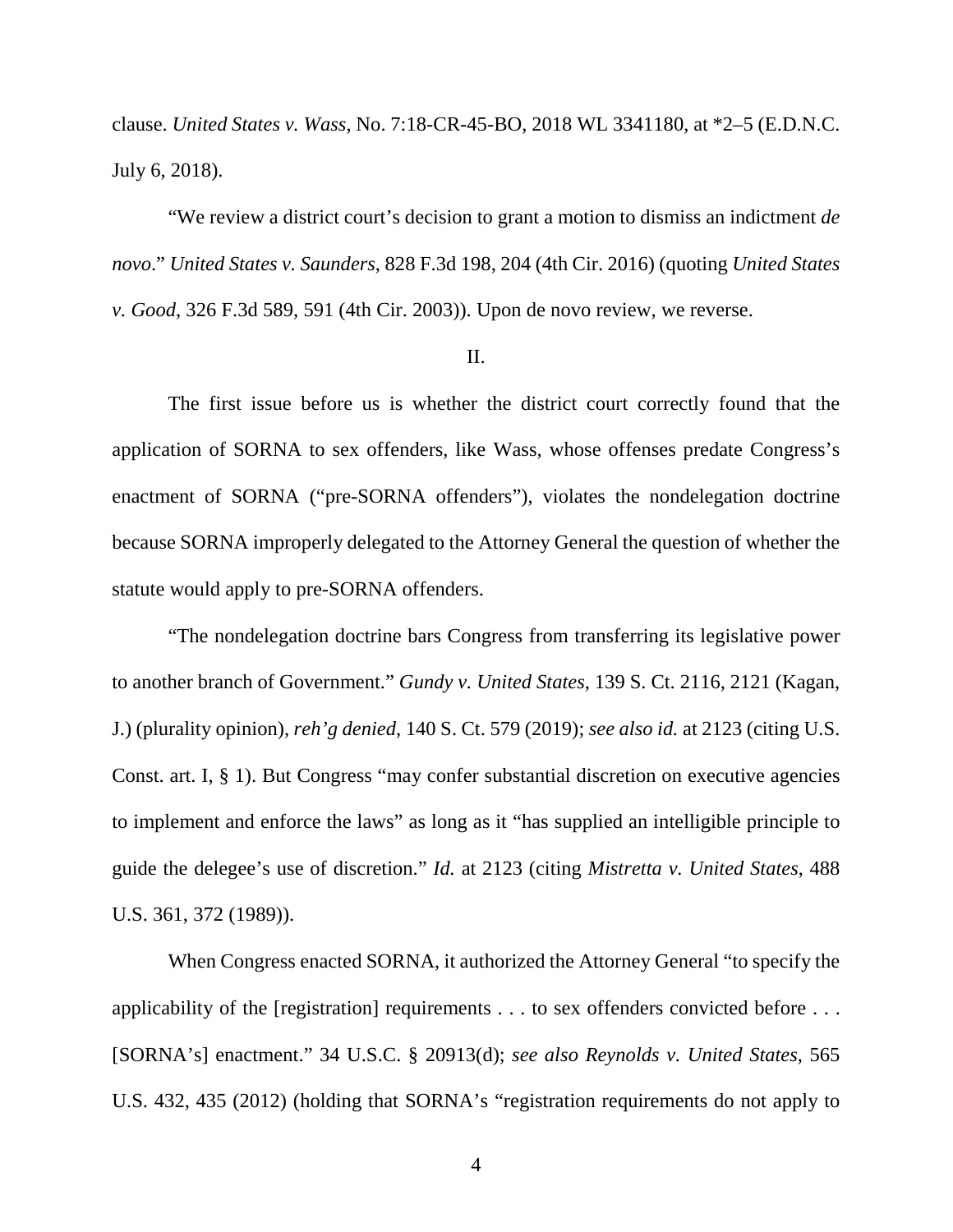clause. *United States v. Wass*, No. 7:18-CR-45-BO, 2018 WL 3341180, at *2–5 (E.D.N.C. July 6, 2018).

"We review a district court's decision to grant a motion to dismiss an indictment *de novo*." *United States v. Saunders*, 828 F.3d 198, 204 (4th Cir. 2016) (quoting *United States v. Good*, 326 F.3d 589, 591 (4th Cir. 2003)). Upon de novo review, we reverse.

## II.

The first issue before us is whether the district court correctly found that the application of SORNA to sex offenders, like Wass, whose offenses predate Congress's enactment of SORNA ("pre-SORNA offenders"), violates the nondelegation doctrine because SORNA improperly delegated to the Attorney General the question of whether the statute would apply to pre-SORNA offenders.

"The nondelegation doctrine bars Congress from transferring its legislative power to another branch of Government." *Gundy v. United States*, 139 S. Ct. 2116, 2121 (Kagan, J.) (plurality opinion), *reh'g denied*, 140 S. Ct. 579 (2019); *see also id.* at 2123 (citing U.S. Const. art. I, § 1). But Congress "may confer substantial discretion on executive agencies to implement and enforce the laws" as long as it "has supplied an intelligible principle to guide the delegee's use of discretion." *Id.* at 2123 (citing *Mistretta v. United States*, 488 U.S. 361, 372 (1989)).

When Congress enacted SORNA, it authorized the Attorney General "to specify the applicability of the [registration] requirements . . . to sex offenders convicted before . . . [SORNA's] enactment." 34 U.S.C. § 20913(d); *see also Reynolds v. United States*, 565 U.S. 432, 435 (2012) (holding that SORNA's "registration requirements do not apply to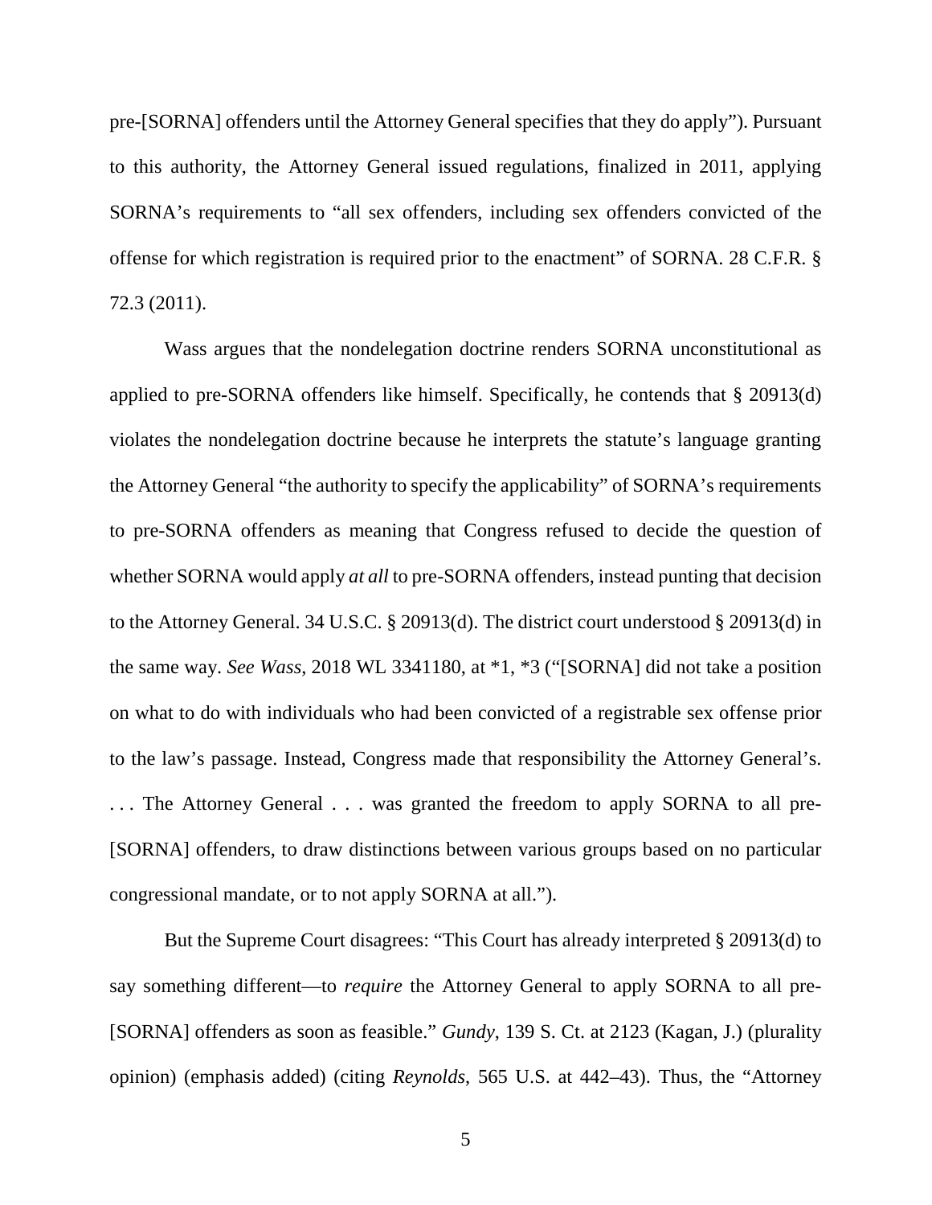pre-[SORNA] offenders until the Attorney General specifies that they do apply"). Pursuant to this authority, the Attorney General issued regulations, finalized in 2011, applying SORNA's requirements to "all sex offenders, including sex offenders convicted of the offense for which registration is required prior to the enactment" of SORNA. 28 C.F.R. § 72.3 (2011).

Wass argues that the nondelegation doctrine renders SORNA unconstitutional as applied to pre-SORNA offenders like himself. Specifically, he contends that § 20913(d) violates the nondelegation doctrine because he interprets the statute's language granting the Attorney General "the authority to specify the applicability" of SORNA's requirements to pre-SORNA offenders as meaning that Congress refused to decide the question of whether SORNA would apply *at all* to pre-SORNA offenders, instead punting that decision to the Attorney General. 34 U.S.C. § 20913(d). The district court understood § 20913(d) in the same way. *See Wass*, 2018 WL 3341180, at *1, *3 ("[SORNA] did not take a position on what to do with individuals who had been convicted of a registrable sex offense prior to the law's passage. Instead, Congress made that responsibility the Attorney General's. . . . The Attorney General . . . was granted the freedom to apply SORNA to all pre-[SORNA] offenders, to draw distinctions between various groups based on no particular congressional mandate, or to not apply SORNA at all.").

But the Supreme Court disagrees: "This Court has already interpreted § 20913(d) to say something different—to *require* the Attorney General to apply SORNA to all pre-[SORNA] offenders as soon as feasible." *Gundy*, 139 S. Ct. at 2123 (Kagan, J.) (plurality opinion) (emphasis added) (citing *Reynolds*, 565 U.S. at 442–43). Thus, the "Attorney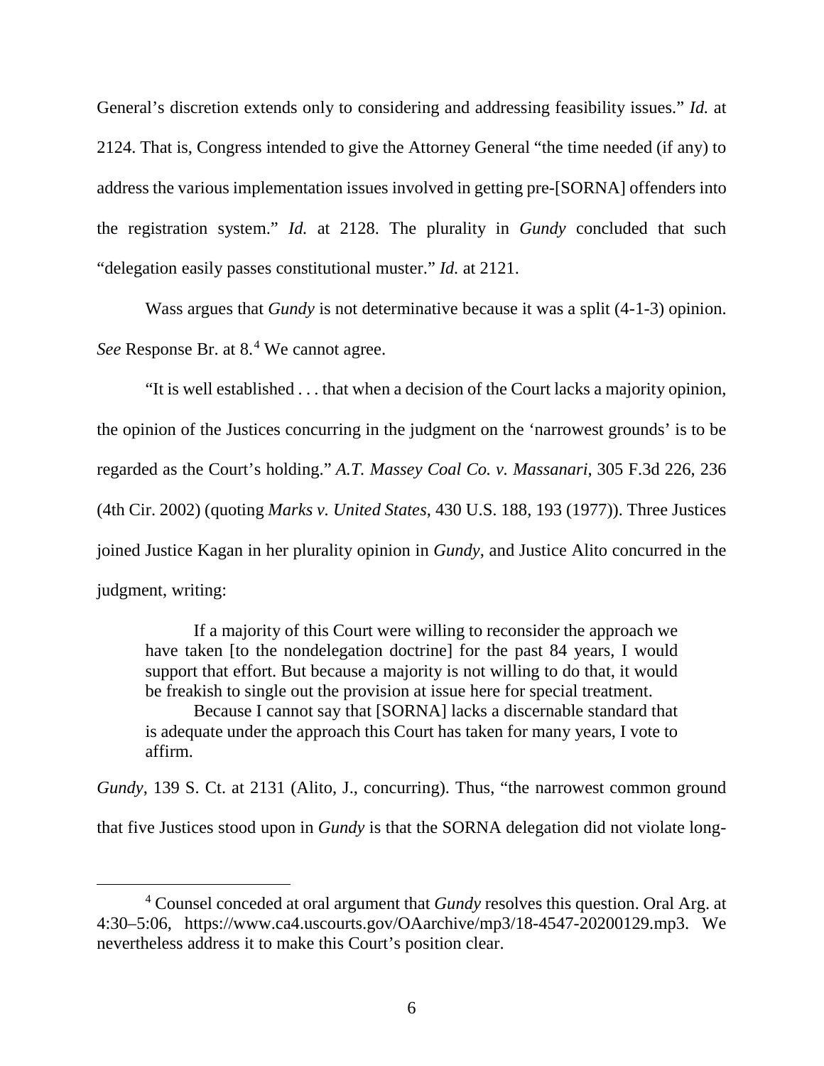General's discretion extends only to considering and addressing feasibility issues." *Id.* at 2124. That is, Congress intended to give the Attorney General "the time needed (if any) to address the various implementation issues involved in getting pre-[SORNA] offenders into the registration system." *Id.* at 2128. The plurality in *Gundy* concluded that such "delegation easily passes constitutional muster." *Id.* at 2121.

Wass argues that *Gundy* is not determinative because it was a split (4-1-3) opinion. *See* Response Br. at 8.[4] We cannot agree.

"It is well established . . . that when a decision of the Court lacks a majority opinion, the opinion of the Justices concurring in the judgment on the 'narrowest grounds' is to be regarded as the Court's holding." *A.T. Massey Coal Co. v. Massanari*, 305 F.3d 226, 236 (4th Cir. 2002) (quoting *Marks v. United States*, 430 U.S. 188, 193 (1977)). Three Justices joined Justice Kagan in her plurality opinion in *Gundy*, and Justice Alito concurred in the judgment, writing:

> If a majority of this Court were willing to reconsider the approach we have taken [to the nondelegation doctrine] for the past 84 years, I would support that effort. But because a majority is not willing to do that, it would be freakish to single out the provision at issue here for special treatment.
>
> Because I cannot say that [SORNA] lacks a discernable standard that is adequate under the approach this Court has taken for many years, I vote to affirm.

*Gundy*, 139 S. Ct. at 2131 (Alito, J., concurring). Thus, "the narrowest common ground that five Justices stood upon in *Gundy* is that the SORNA delegation did not violate long-

[4] Counsel conceded at oral argument that *Gundy* resolves this question. Oral Arg. at 4:30–5:06, https://www.ca4.uscourts.gov/OAarchive/mp3/18-4547-20200129.mp3. We nevertheless address it to make this Court's position clear.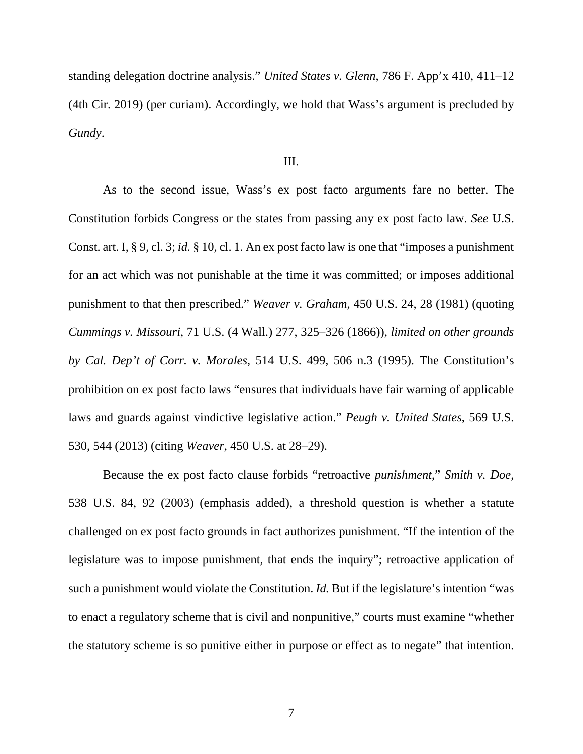standing delegation doctrine analysis." *United States v. Glenn*, 786 F. App'x 410, 411–12 (4th Cir. 2019) (per curiam). Accordingly, we hold that Wass's argument is precluded by *Gundy*.

## III.

As to the second issue, Wass's ex post facto arguments fare no better. The Constitution forbids Congress or the states from passing any ex post facto law. *See* U.S. Const. art. I, § 9, cl. 3; *id.* § 10, cl. 1. An ex post facto law is one that "imposes a punishment for an act which was not punishable at the time it was committed; or imposes additional punishment to that then prescribed." *Weaver v. Graham*, 450 U.S. 24, 28 (1981) (quoting *Cummings v. Missouri*, 71 U.S. (4 Wall.) 277, 325–326 (1866)), *limited on other grounds by Cal. Dep't of Corr. v. Morales*, 514 U.S. 499, 506 n.3 (1995). The Constitution's prohibition on ex post facto laws "ensures that individuals have fair warning of applicable laws and guards against vindictive legislative action." *Peugh v. United States*, 569 U.S. 530, 544 (2013) (citing *Weaver*, 450 U.S. at 28–29).

Because the ex post facto clause forbids "retroactive *punishment*," *Smith v. Doe*, 538 U.S. 84, 92 (2003) (emphasis added), a threshold question is whether a statute challenged on ex post facto grounds in fact authorizes punishment. "If the intention of the legislature was to impose punishment, that ends the inquiry"; retroactive application of such a punishment would violate the Constitution. *Id.* But if the legislature's intention "was to enact a regulatory scheme that is civil and nonpunitive," courts must examine "whether the statutory scheme is so punitive either in purpose or effect as to negate" that intention.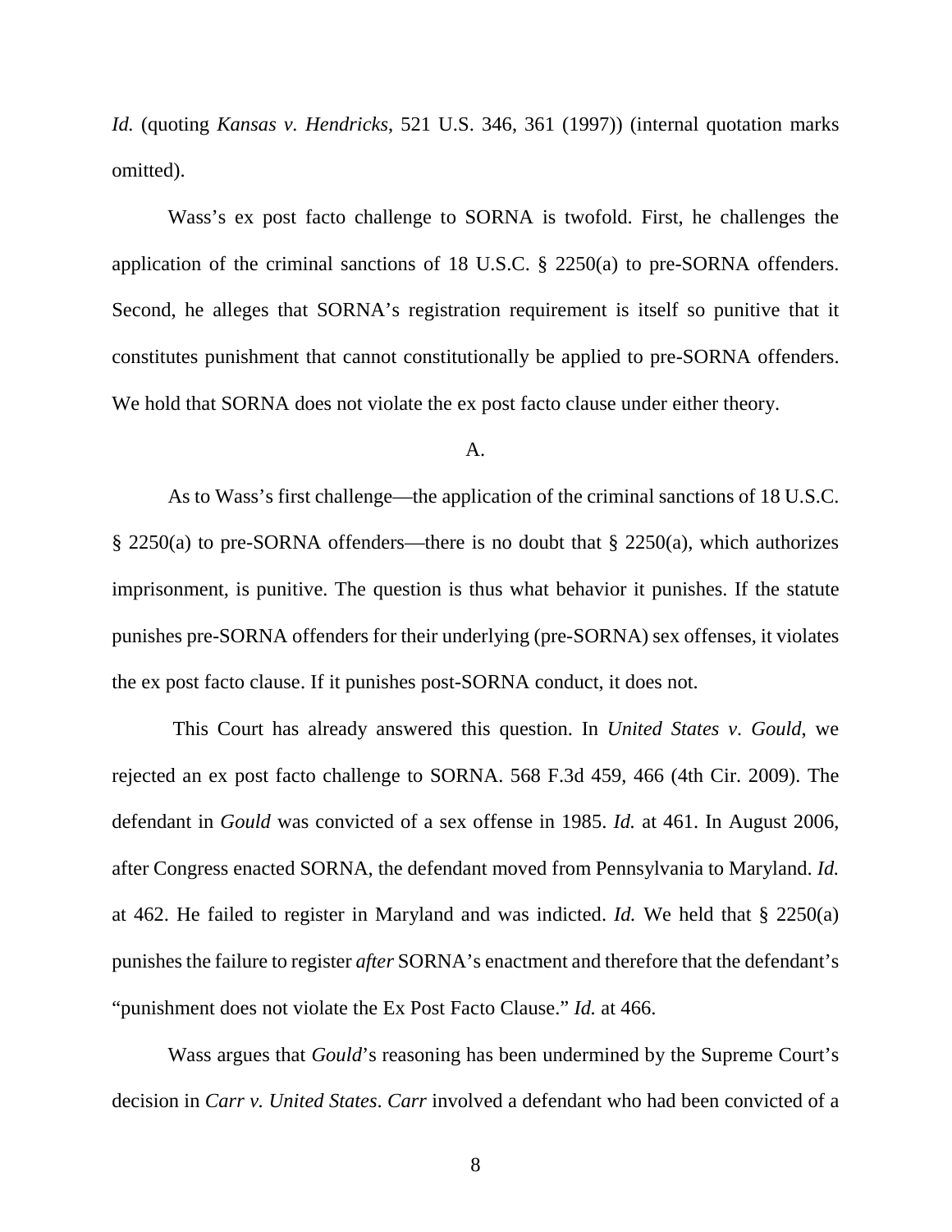*Id.* (quoting *Kansas v. Hendricks*, 521 U.S. 346, 361 (1997)) (internal quotation marks omitted).

Wass's ex post facto challenge to SORNA is twofold. First, he challenges the application of the criminal sanctions of 18 U.S.C. § 2250(a) to pre-SORNA offenders. Second, he alleges that SORNA's registration requirement is itself so punitive that it constitutes punishment that cannot constitutionally be applied to pre-SORNA offenders. We hold that SORNA does not violate the ex post facto clause under either theory.

A.

As to Wass's first challenge—the application of the criminal sanctions of 18 U.S.C. § 2250(a) to pre-SORNA offenders—there is no doubt that § 2250(a), which authorizes imprisonment, is punitive. The question is thus what behavior it punishes. If the statute punishes pre-SORNA offenders for their underlying (pre-SORNA) sex offenses, it violates the ex post facto clause. If it punishes post-SORNA conduct, it does not.

This Court has already answered this question. In *United States v. Gould*, we rejected an ex post facto challenge to SORNA. 568 F.3d 459, 466 (4th Cir. 2009). The defendant in *Gould* was convicted of a sex offense in 1985. *Id.* at 461. In August 2006, after Congress enacted SORNA, the defendant moved from Pennsylvania to Maryland. *Id.* at 462. He failed to register in Maryland and was indicted. *Id.* We held that § 2250(a) punishes the failure to register *after* SORNA's enactment and therefore that the defendant's "punishment does not violate the Ex Post Facto Clause." *Id.* at 466.

Wass argues that *Gould*'s reasoning has been undermined by the Supreme Court's decision in *Carr v. United States*. *Carr* involved a defendant who had been convicted of a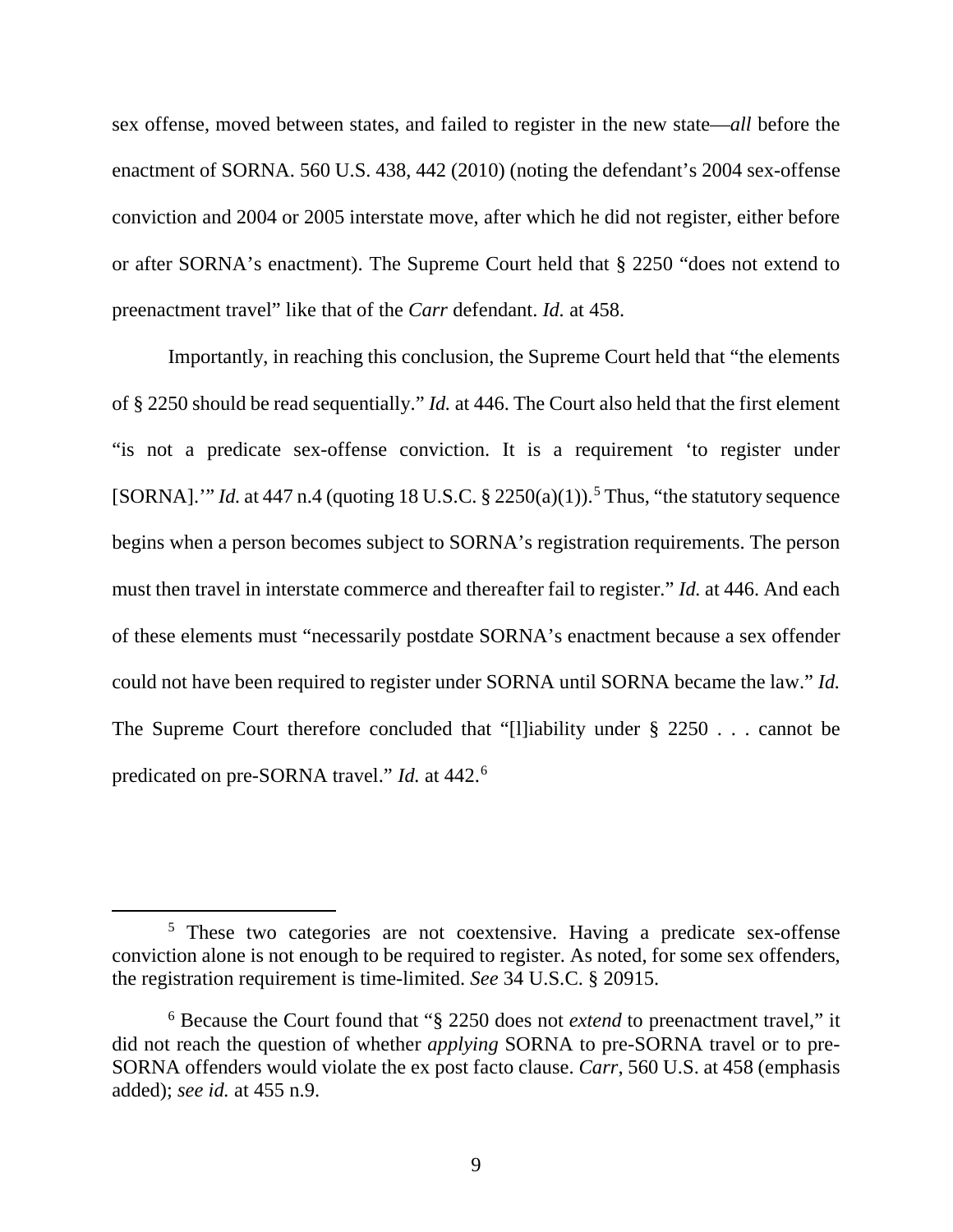sex offense, moved between states, and failed to register in the new state—*all* before the enactment of SORNA. 560 U.S. 438, 442 (2010) (noting the defendant's 2004 sex-offense conviction and 2004 or 2005 interstate move, after which he did not register, either before or after SORNA's enactment). The Supreme Court held that § 2250 "does not extend to preenactment travel" like that of the *Carr* defendant. *Id.* at 458.

Importantly, in reaching this conclusion, the Supreme Court held that "the elements of § 2250 should be read sequentially." *Id.* at 446. The Court also held that the first element "is not a predicate sex-offense conviction. It is a requirement 'to register under [SORNA].'" *Id.* at 447 n.4 (quoting 18 U.S.C. § 2250(a)(1)).[5] Thus, "the statutory sequence begins when a person becomes subject to SORNA's registration requirements. The person must then travel in interstate commerce and thereafter fail to register." *Id.* at 446. And each of these elements must "necessarily postdate SORNA's enactment because a sex offender could not have been required to register under SORNA until SORNA became the law." *Id.* The Supreme Court therefore concluded that "[l]iability under § 2250 . . . cannot be predicated on pre-SORNA travel." *Id.* at 442.[6]

---

[5] These two categories are not coextensive. Having a predicate sex-offense conviction alone is not enough to be required to register. As noted, for some sex offenders, the registration requirement is time-limited. *See* 34 U.S.C. § 20915.

[6] Because the Court found that "§ 2250 does not *extend* to preenactment travel," it did not reach the question of whether *applying* SORNA to pre-SORNA travel or to pre-SORNA offenders would violate the ex post facto clause. *Carr*, 560 U.S. at 458 (emphasis added); *see id.* at 455 n.9.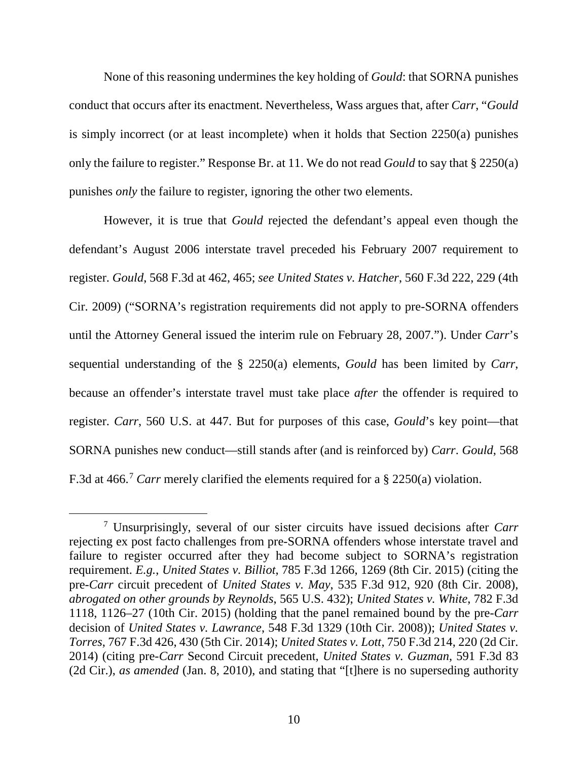None of this reasoning undermines the key holding of *Gould*: that SORNA punishes conduct that occurs after its enactment. Nevertheless, Wass argues that, after *Carr*, "*Gould* is simply incorrect (or at least incomplete) when it holds that Section 2250(a) punishes only the failure to register." Response Br. at 11. We do not read *Gould* to say that § 2250(a) punishes *only* the failure to register, ignoring the other two elements.

However, it is true that *Gould* rejected the defendant's appeal even though the defendant's August 2006 interstate travel preceded his February 2007 requirement to register. *Gould*, 568 F.3d at 462, 465; *see United States v. Hatcher*, 560 F.3d 222, 229 (4th Cir. 2009) ("SORNA's registration requirements did not apply to pre-SORNA offenders until the Attorney General issued the interim rule on February 28, 2007."). Under *Carr*'s sequential understanding of the § 2250(a) elements, *Gould* has been limited by *Carr*, because an offender's interstate travel must take place *after* the offender is required to register. *Carr*, 560 U.S. at 447. But for purposes of this case, *Gould*'s key point—that SORNA punishes new conduct—still stands after (and is reinforced by) *Carr*. *Gould*, 568 F.3d at 466.[7] *Carr* merely clarified the elements required for a § 2250(a) violation.

[7] Unsurprisingly, several of our sister circuits have issued decisions after *Carr* rejecting ex post facto challenges from pre-SORNA offenders whose interstate travel and failure to register occurred after they had become subject to SORNA's registration requirement. *E.g.*, *United States v. Billiot*, 785 F.3d 1266, 1269 (8th Cir. 2015) (citing the pre-*Carr* circuit precedent of *United States v. May,* 535 F.3d 912, 920 (8th Cir. 2008), *abrogated on other grounds by Reynolds*, 565 U.S. 432); *United States v. White*, 782 F.3d 1118, 1126–27 (10th Cir. 2015) (holding that the panel remained bound by the pre-*Carr* decision of *United States v. Lawrance*, 548 F.3d 1329 (10th Cir. 2008)); *United States v. Torres*, 767 F.3d 426, 430 (5th Cir. 2014); *United States v. Lott*, 750 F.3d 214, 220 (2d Cir. 2014) (citing pre-*Carr* Second Circuit precedent, *United States v. Guzman*, 591 F.3d 83 (2d Cir.), *as amended* (Jan. 8, 2010), and stating that "[t]here is no superseding authority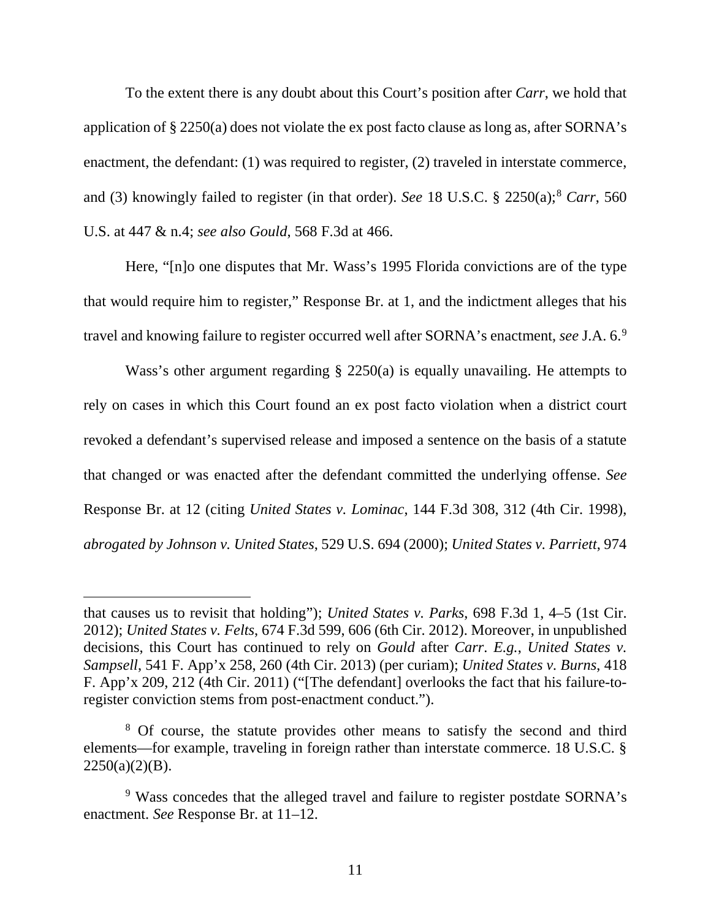To the extent there is any doubt about this Court's position after *Carr*, we hold that application of § 2250(a) does not violate the ex post facto clause as long as, after SORNA's enactment, the defendant: (1) was required to register, (2) traveled in interstate commerce, and (3) knowingly failed to register (in that order). *See* 18 U.S.C. § 2250(a);[8] *Carr*, 560 U.S. at 447 & n.4; *see also Gould*, 568 F.3d at 466.

Here, "[n]o one disputes that Mr. Wass's 1995 Florida convictions are of the type that would require him to register," Response Br. at 1, and the indictment alleges that his travel and knowing failure to register occurred well after SORNA's enactment, *see* J.A. 6.[9]

Wass's other argument regarding § 2250(a) is equally unavailing. He attempts to rely on cases in which this Court found an ex post facto violation when a district court revoked a defendant's supervised release and imposed a sentence on the basis of a statute that changed or was enacted after the defendant committed the underlying offense. *See* Response Br. at 12 (citing *United States v. Lominac*, 144 F.3d 308, 312 (4th Cir. 1998), *abrogated by Johnson v. United States*, 529 U.S. 694 (2000); *United States v. Parriett*, 974

---

that causes us to revisit that holding"); *United States v. Parks*, 698 F.3d 1, 4–5 (1st Cir. 2012); *United States v. Felts*, 674 F.3d 599, 606 (6th Cir. 2012). Moreover, in unpublished decisions, this Court has continued to rely on *Gould* after *Carr*. *E.g.*, *United States v. Sampsell*, 541 F. App'x 258, 260 (4th Cir. 2013) (per curiam); *United States v. Burns*, 418 F. App'x 209, 212 (4th Cir. 2011) ("[The defendant] overlooks the fact that his failure-to-register conviction stems from post-enactment conduct.").

[8] Of course, the statute provides other means to satisfy the second and third elements—for example, traveling in foreign rather than interstate commerce. 18 U.S.C. § 2250(a)(2)(B).

[9] Wass concedes that the alleged travel and failure to register postdate SORNA's enactment. *See* Response Br. at 11–12.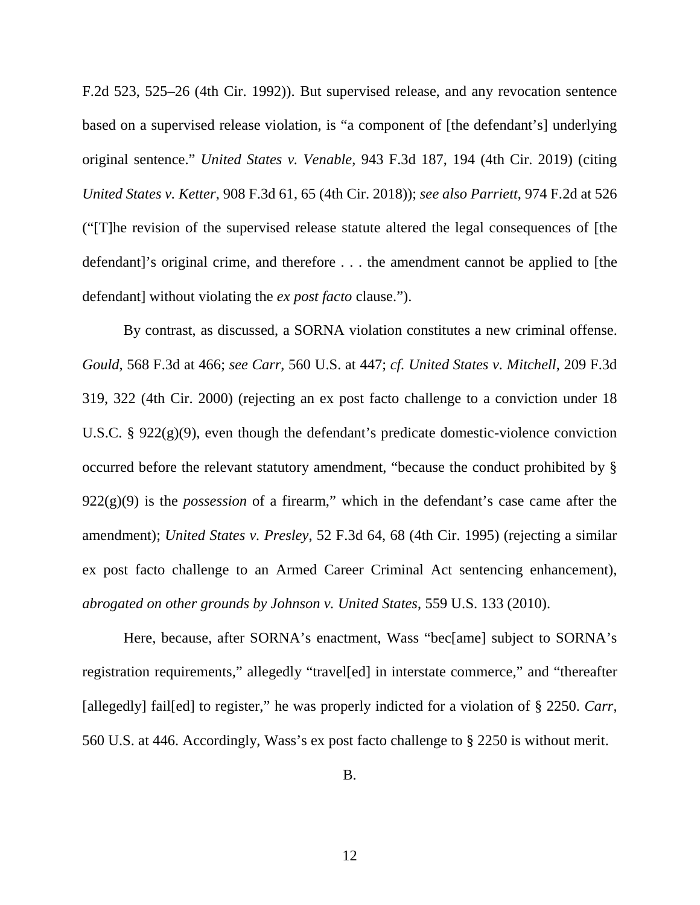F.2d 523, 525–26 (4th Cir. 1992)). But supervised release, and any revocation sentence based on a supervised release violation, is "a component of [the defendant's] underlying original sentence." *United States v. Venable*, 943 F.3d 187, 194 (4th Cir. 2019) (citing *United States v. Ketter*, 908 F.3d 61, 65 (4th Cir. 2018)); *see also Parriett*, 974 F.2d at 526 ("[T]he revision of the supervised release statute altered the legal consequences of [the defendant]'s original crime, and therefore . . . the amendment cannot be applied to [the defendant] without violating the *ex post facto* clause.").

By contrast, as discussed, a SORNA violation constitutes a new criminal offense. *Gould*, 568 F.3d at 466; *see Carr*, 560 U.S. at 447; *cf. United States v. Mitchell*, 209 F.3d 319, 322 (4th Cir. 2000) (rejecting an ex post facto challenge to a conviction under 18 U.S.C. § 922(g)(9), even though the defendant's predicate domestic-violence conviction occurred before the relevant statutory amendment, "because the conduct prohibited by § 922(g)(9) is the *possession* of a firearm," which in the defendant's case came after the amendment); *United States v. Presley*, 52 F.3d 64, 68 (4th Cir. 1995) (rejecting a similar ex post facto challenge to an Armed Career Criminal Act sentencing enhancement), *abrogated on other grounds by Johnson v. United States*, 559 U.S. 133 (2010).

Here, because, after SORNA's enactment, Wass "bec[ame] subject to SORNA's registration requirements," allegedly "travel[ed] in interstate commerce," and "thereafter [allegedly] fail[ed] to register," he was properly indicted for a violation of § 2250. *Carr*, 560 U.S. at 446. Accordingly, Wass's ex post facto challenge to § 2250 is without merit.

B.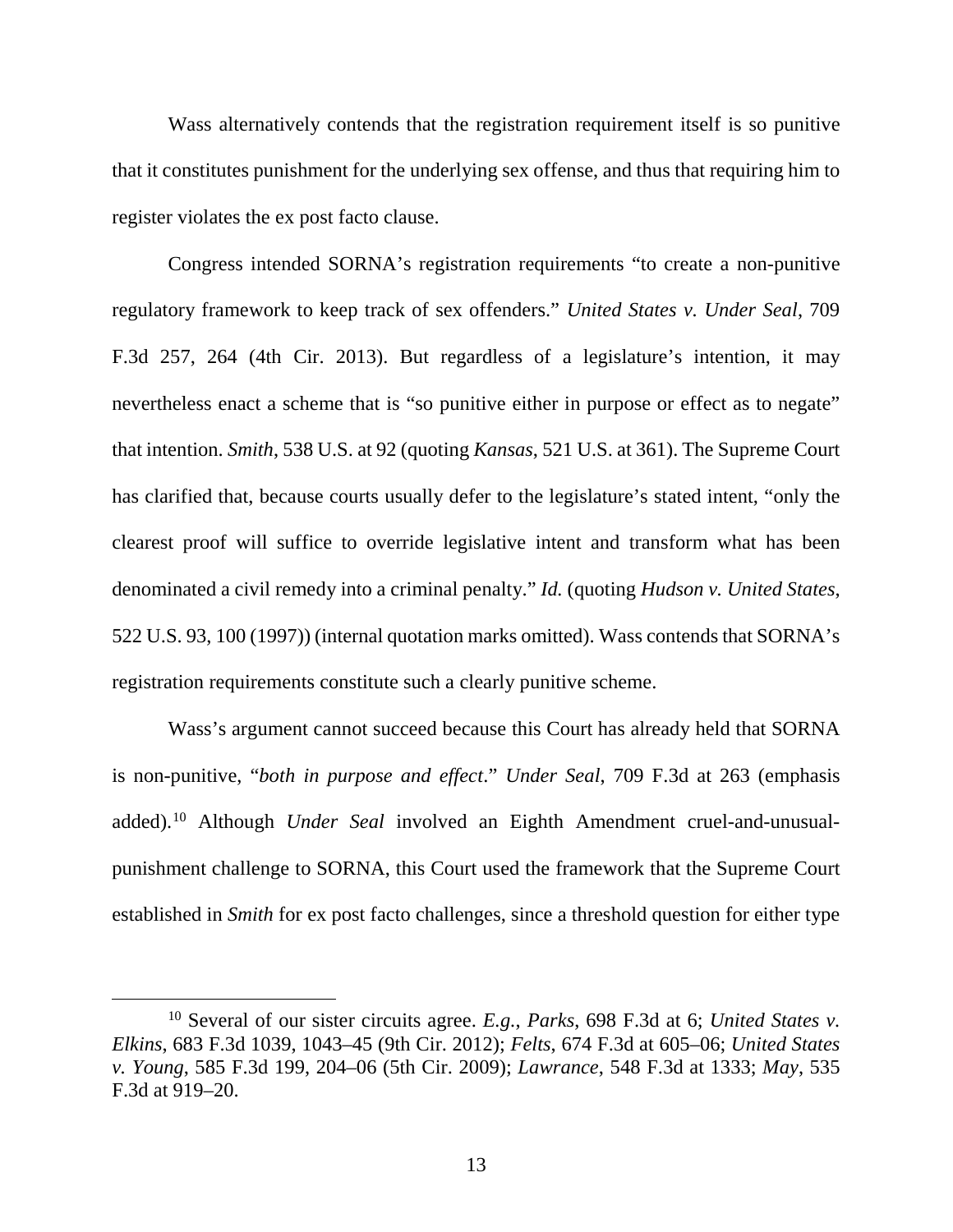Wass alternatively contends that the registration requirement itself is so punitive that it constitutes punishment for the underlying sex offense, and thus that requiring him to register violates the ex post facto clause.

Congress intended SORNA's registration requirements "to create a non-punitive regulatory framework to keep track of sex offenders." *United States v. Under Seal*, 709 F.3d 257, 264 (4th Cir. 2013). But regardless of a legislature's intention, it may nevertheless enact a scheme that is "so punitive either in purpose or effect as to negate" that intention. *Smith*, 538 U.S. at 92 (quoting *Kansas*, 521 U.S. at 361). The Supreme Court has clarified that, because courts usually defer to the legislature's stated intent, "only the clearest proof will suffice to override legislative intent and transform what has been denominated a civil remedy into a criminal penalty." *Id.* (quoting *Hudson v. United States*, 522 U.S. 93, 100 (1997)) (internal quotation marks omitted). Wass contends that SORNA's registration requirements constitute such a clearly punitive scheme.

Wass's argument cannot succeed because this Court has already held that SORNA is non-punitive, "*both in purpose and effect*." *Under Seal*, 709 F.3d at 263 (emphasis added).[10] Although *Under Seal* involved an Eighth Amendment cruel-and-unusual-punishment challenge to SORNA, this Court used the framework that the Supreme Court established in *Smith* for ex post facto challenges, since a threshold question for either type

---

[10] Several of our sister circuits agree. *E.g.*, *Parks*, 698 F.3d at 6; *United States v. Elkins*, 683 F.3d 1039, 1043–45 (9th Cir. 2012); *Felts*, 674 F.3d at 605–06; *United States v. Young*, 585 F.3d 199, 204–06 (5th Cir. 2009); *Lawrance*, 548 F.3d at 1333; *May*, 535 F.3d at 919–20.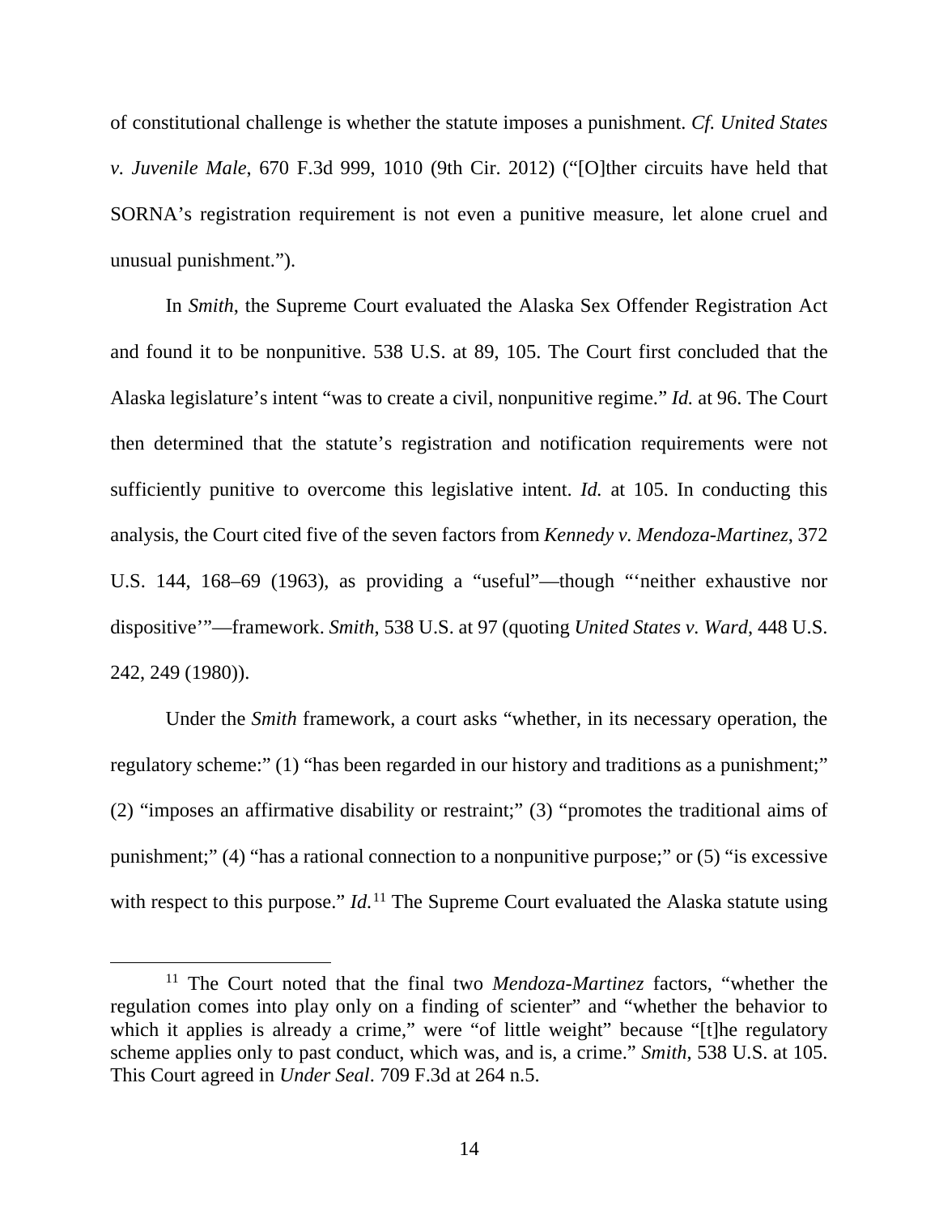of constitutional challenge is whether the statute imposes a punishment. *Cf. United States v. Juvenile Male*, 670 F.3d 999, 1010 (9th Cir. 2012) ("[O]ther circuits have held that SORNA's registration requirement is not even a punitive measure, let alone cruel and unusual punishment.").

In *Smith*, the Supreme Court evaluated the Alaska Sex Offender Registration Act and found it to be nonpunitive. 538 U.S. at 89, 105. The Court first concluded that the Alaska legislature's intent "was to create a civil, nonpunitive regime." *Id.* at 96. The Court then determined that the statute's registration and notification requirements were not sufficiently punitive to overcome this legislative intent. *Id.* at 105. In conducting this analysis, the Court cited five of the seven factors from *Kennedy v. Mendoza-Martinez*, 372 U.S. 144, 168–69 (1963), as providing a "useful"—though "'neither exhaustive nor dispositive'"—framework. *Smith*, 538 U.S. at 97 (quoting *United States v. Ward*, 448 U.S. 242, 249 (1980)).

Under the *Smith* framework, a court asks "whether, in its necessary operation, the regulatory scheme:" (1) "has been regarded in our history and traditions as a punishment;" (2) "imposes an affirmative disability or restraint;" (3) "promotes the traditional aims of punishment;" (4) "has a rational connection to a nonpunitive purpose;" or (5) "is excessive with respect to this purpose." *Id.*[11] The Supreme Court evaluated the Alaska statute using

[11] The Court noted that the final two *Mendoza-Martinez* factors, "whether the regulation comes into play only on a finding of scienter" and "whether the behavior to which it applies is already a crime," were "of little weight" because "[t]he regulatory scheme applies only to past conduct, which was, and is, a crime." *Smith*, 538 U.S. at 105. This Court agreed in *Under Seal*. 709 F.3d at 264 n.5.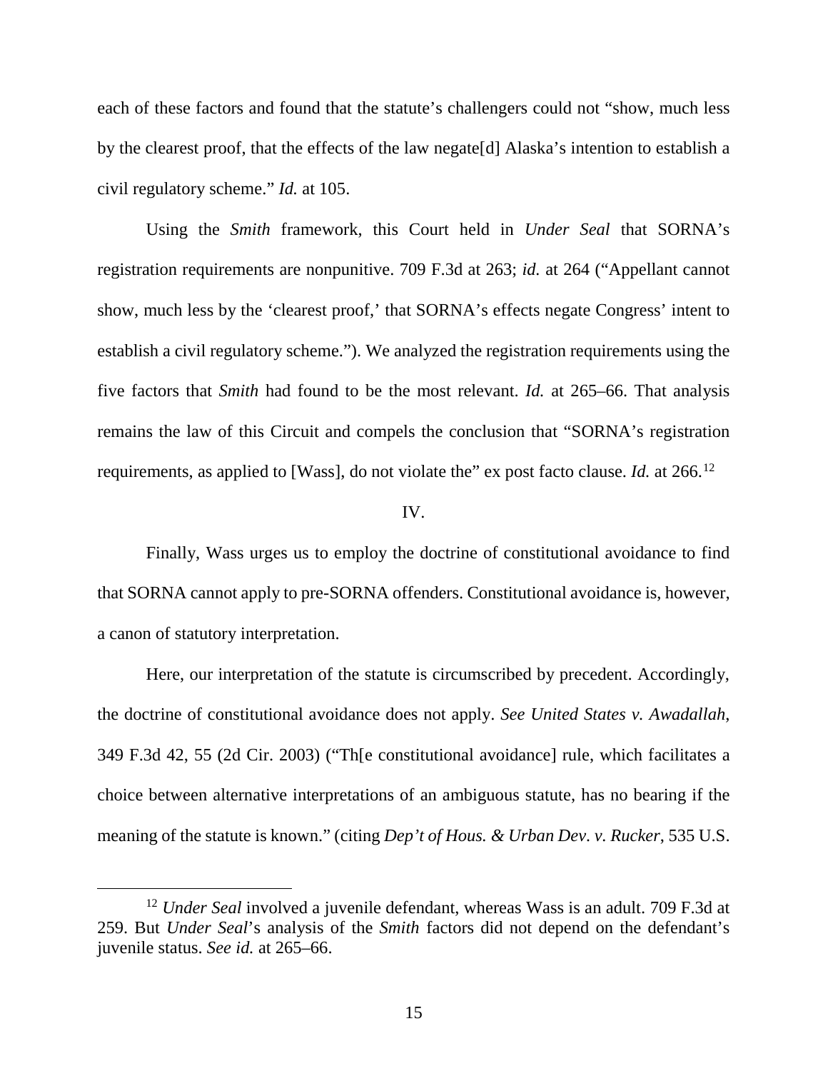each of these factors and found that the statute's challengers could not "show, much less by the clearest proof, that the effects of the law negate[d] Alaska's intention to establish a civil regulatory scheme." *Id.* at 105.

Using the *Smith* framework, this Court held in *Under Seal* that SORNA's registration requirements are nonpunitive. 709 F.3d at 263; *id.* at 264 ("Appellant cannot show, much less by the 'clearest proof,' that SORNA's effects negate Congress' intent to establish a civil regulatory scheme."). We analyzed the registration requirements using the five factors that *Smith* had found to be the most relevant. *Id.* at 265–66. That analysis remains the law of this Circuit and compels the conclusion that "SORNA's registration requirements, as applied to [Wass], do not violate the" ex post facto clause. *Id.* at 266.[12]

## IV.

Finally, Wass urges us to employ the doctrine of constitutional avoidance to find that SORNA cannot apply to pre-SORNA offenders. Constitutional avoidance is, however, a canon of statutory interpretation.

Here, our interpretation of the statute is circumscribed by precedent. Accordingly, the doctrine of constitutional avoidance does not apply. *See United States v. Awadallah*, 349 F.3d 42, 55 (2d Cir. 2003) ("Th[e constitutional avoidance] rule, which facilitates a choice between alternative interpretations of an ambiguous statute, has no bearing if the meaning of the statute is known." (citing *Dep't of Hous. & Urban Dev. v. Rucker*, 535 U.S.

---

[12] *Under Seal* involved a juvenile defendant, whereas Wass is an adult. 709 F.3d at 259. But *Under Seal*'s analysis of the *Smith* factors did not depend on the defendant's juvenile status. *See id.* at 265–66.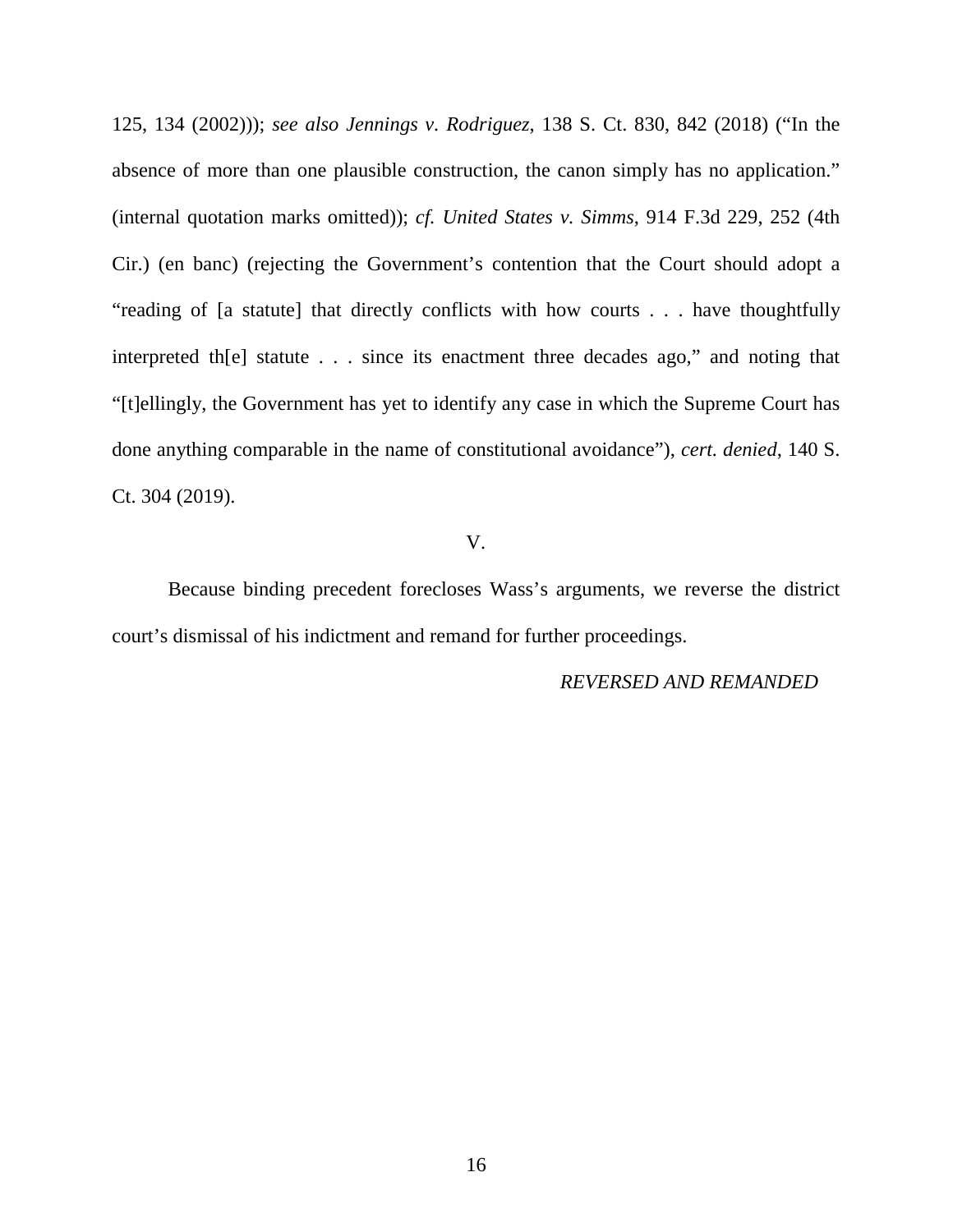125, 134 (2002))); *see also Jennings v. Rodriguez*, 138 S. Ct. 830, 842 (2018) ("In the absence of more than one plausible construction, the canon simply has no application." (internal quotation marks omitted)); *cf. United States v. Simms*, 914 F.3d 229, 252 (4th Cir.) (en banc) (rejecting the Government's contention that the Court should adopt a "reading of [a statute] that directly conflicts with how courts . . . have thoughtfully interpreted th[e] statute . . . since its enactment three decades ago," and noting that "[t]ellingly, the Government has yet to identify any case in which the Supreme Court has done anything comparable in the name of constitutional avoidance"), *cert. denied*, 140 S. Ct. 304 (2019).

V.

Because binding precedent forecloses Wass's arguments, we reverse the district court's dismissal of his indictment and remand for further proceedings.

*REVERSED AND REMANDED*